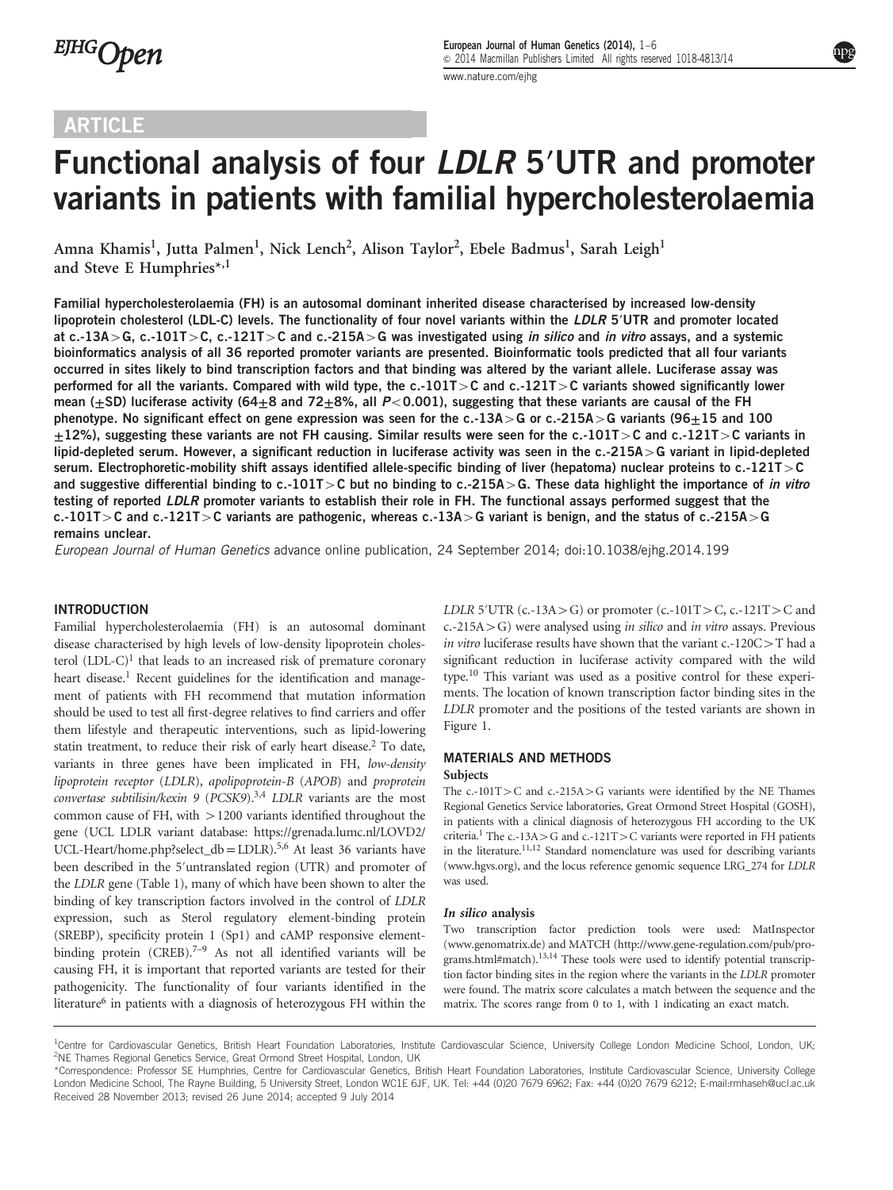ARTICLE

# Functional analysis of four *LDLR* 5′UTR and promoter variants in patients with familial hypercholesterolaemia

Amna Khamis[1], Jutta Palmen[1], Nick Lench[2], Alison Taylor[2], Ebele Badmus[1], Sarah Leigh[1] and Steve E Humphries*[,1]

**Familial hypercholesterolaemia (FH) is an autosomal dominant inherited disease characterised by increased low-density lipoprotein cholesterol (LDL-C) levels. The functionality of four novel variants within the *LDLR* 5′UTR and promoter located at c.-13A>G, c.-101T>C, c.-121T>C and c.-215A>G was investigated using *in silico* and *in vitro* assays, and a systemic bioinformatics analysis of all 36 reported promoter variants are presented. Bioinformatic tools predicted that all four variants occurred in sites likely to bind transcription factors and that binding was altered by the variant allele. Luciferase assay was performed for all the variants. Compared with wild type, the c.-101T>C and c.-121T>C variants showed significantly lower mean (±SD) luciferase activity (64±8 and 72±8%, all $P<0.001$), suggesting that these variants are causal of the FH phenotype. No significant effect on gene expression was seen for the c.-13A>G or c.-215A>G variants (96±15 and 100 ±12%), suggesting these variants are not FH causing. Similar results were seen for the c.-101T>C and c.-121T>C variants in lipid-depleted serum. However, a significant reduction in luciferase activity was seen in the c.-215A>G variant in lipid-depleted serum. Electrophoretic-mobility shift assays identified allele-specific binding of liver (hepatoma) nuclear proteins to c.-121T>C and suggestive differential binding to c.-101T>C but no binding to c.-215A>G. These data highlight the importance of *in vitro* testing of reported *LDLR* promoter variants to establish their role in FH. The functional assays performed suggest that the c.-101T>C and c.-121T>C variants are pathogenic, whereas c.-13A>G variant is benign, and the status of c.-215A>G remains unclear.**

*European Journal of Human Genetics* advance online publication, 24 September 2014; doi:10.1038/ejhg.2014.199

## INTRODUCTION

Familial hypercholesterolaemia (FH) is an autosomal dominant disease characterised by high levels of low-density lipoprotein cholesterol (LDL-C)[1] that leads to an increased risk of premature coronary heart disease.[1] Recent guidelines for the identification and management of patients with FH recommend that mutation information should be used to test all first-degree relatives to find carriers and offer them lifestyle and therapeutic interventions, such as lipid-lowering statin treatment, to reduce their risk of early heart disease.[2] To date, variants in three genes have been implicated in FH, *low-density lipoprotein receptor* (*LDLR*), *apolipoprotein-B* (*APOB*) and *proprotein convertase subtilisin/kexin 9* (*PCSK9*).[3,4] *LDLR* variants are the most common cause of FH, with >1200 variants identified throughout the gene (UCL LDLR variant database: https://grenada.lumc.nl/LOVD2/UCL-Heart/home.php?select_db=LDLR).[5,6] At least 36 variants have been described in the 5′untranslated region (UTR) and promoter of the *LDLR* gene (Table 1), many of which have been shown to alter the binding of key transcription factors involved in the control of *LDLR* expression, such as Sterol regulatory element-binding protein (SREBP), specificity protein 1 (Sp1) and cAMP responsive element-binding protein (CREB).[7–9] As not all identified variants will be causing FH, it is important that reported variants are tested for their pathogenicity. The functionality of four variants identified in the literature[6] in patients with a diagnosis of heterozygous FH within the *LDLR* 5′UTR (c.-13A>G) or promoter (c.-101T>C, c.-121T>C and c.-215A>G) were analysed using *in silico* and *in vitro* assays. Previous *in vitro* luciferase results have shown that the variant c.-120C>T had a significant reduction in luciferase activity compared with the wild type.[10] This variant was used as a positive control for these experiments. The location of known transcription factor binding sites in the *LDLR* promoter and the positions of the tested variants are shown in Figure 1.

## MATERIALS AND METHODS

### Subjects

The c.-101T>C and c.-215A>G variants were identified by the NE Thames Regional Genetics Service laboratories, Great Ormond Street Hospital (GOSH), in patients with a clinical diagnosis of heterozygous FH according to the UK criteria.[1] The c.-13A>G and c.-121T>C variants were reported in FH patients in the literature.[11,12] Standard nomenclature was used for describing variants (www.hgvs.org), and the locus reference genomic sequence LRG_274 for *LDLR* was used.

### *In silico* analysis

Two transcription factor prediction tools were used: MatInspector (www.genomatrix.de) and MATCH (http://www.gene-regulation.com/pub/programs.html#match).[13,14] These tools were used to identify potential transcription factor binding sites in the region where the variants in the *LDLR* promoter were found. The matrix score calculates a match between the sequence and the matrix. The scores range from 0 to 1, with 1 indicating an exact match.

[1]Centre for Cardiovascular Genetics, British Heart Foundation Laboratories, Institute Cardiovascular Science, University College London Medicine School, London, UK; [2]NE Thames Regional Genetics Service, Great Ormond Street Hospital, London, UK

*Correspondence: Professor SE Humphries, Centre for Cardiovascular Genetics, British Heart Foundation Laboratories, Institute Cardiovascular Science, University College London Medicine School, The Rayne Building, 5 University Street, London WC1E 6JF, UK. Tel: +44 (0)20 7679 6962; Fax: +44 (0)20 7679 6212; E-mail:rmhaseh@ucl.ac.uk

Received 28 November 2013; revised 26 June 2014; accepted 9 July 2014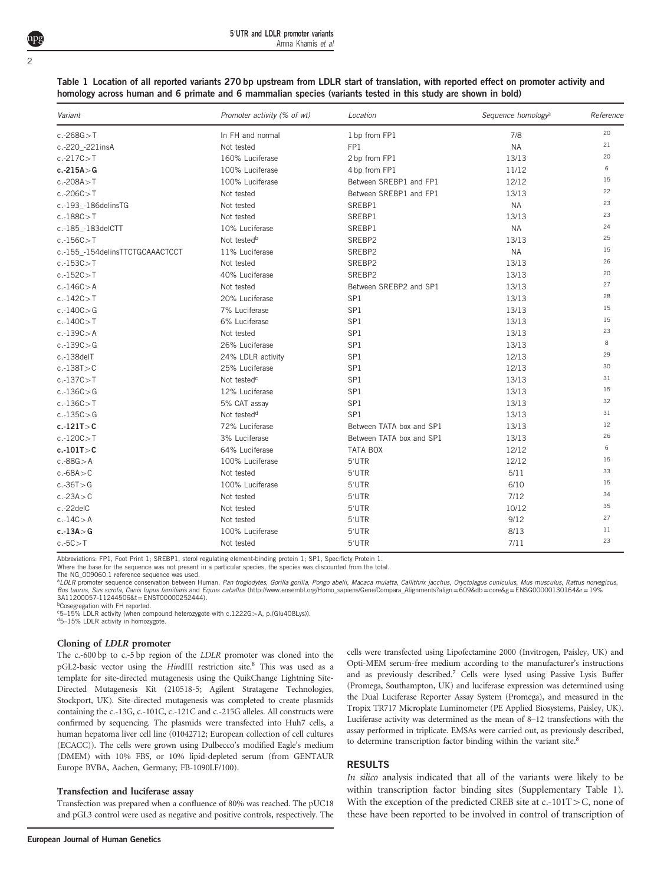**Table 1 Location of all reported variants 270 bp upstream from LDLR start of translation, with reported effect on promoter activity and homology across human and 6 primate and 6 mammalian species (variants tested in this study are shown in bold)**

| *Variant* | *Promoter activity (% of wt)* | *Location* | *Sequence homology*[a] | *Reference* |
|---|---|---|---|---|
| c.-268G>T | In FH and normal | 1 bp from FP1 | 7/8 | 20 |
| c.-220_-221insA | Not tested | FP1 | NA | 21 |
| c.-217C>T | 160% Luciferase | 2 bp from FP1 | 13/13 | 20 |
| **c.-215A>G** | 100% Luciferase | 4 bp from FP1 | 11/12 | 6 |
| c.-208A>T | 100% Luciferase | Between SREBP1 and FP1 | 12/12 | 15 |
| c.-206C>T | Not tested | Between SREBP1 and FP1 | 13/13 | 22 |
| c.-193_-186delinsTG | Not tested | SREBP1 | NA | 23 |
| c.-188C>T | Not tested | SREBP1 | 13/13 | 23 |
| c.-185_-183delCTT | 10% Luciferase | SREBP1 | NA | 24 |
| c.-156C>T | Not tested[b] | SREBP2 | 13/13 | 25 |
| c.-155_-154delinsTTCTGCAAACTCCT | 11% Luciferase | SREBP2 | NA | 15 |
| c.-153C>T | Not tested | SREBP2 | 13/13 | 26 |
| c.-152C>T | 40% Luciferase | SREBP2 | 13/13 | 20 |
| c.-146C>A | Not tested | Between SREBP2 and SP1 | 13/13 | 27 |
| c.-142C>T | 20% Luciferase | SP1 | 13/13 | 28 |
| c.-140C>G | 7% Luciferase | SP1 | 13/13 | 15 |
| c.-140C>T | 6% Luciferase | SP1 | 13/13 | 15 |
| c.-139C>A | Not tested | SP1 | 13/13 | 23 |
| c.-139C>G | 26% Luciferase | SP1 | 13/13 | 8 |
| c.-138delT | 24% LDLR activity | SP1 | 12/13 | 29 |
| c.-138T>C | 25% Luciferase | SP1 | 12/13 | 30 |
| c.-137C>T | Not tested[c] | SP1 | 13/13 | 31 |
| c.-136C>G | 12% Luciferase | SP1 | 13/13 | 15 |
| c.-136C>T | 5% CAT assay | SP1 | 13/13 | 32 |
| c.-135C>G | Not tested[d] | SP1 | 13/13 | 31 |
| **c.-121T>C** | 72% Luciferase | Between TATA box and SP1 | 13/13 | 12 |
| c.-120C>T | 3% Luciferase | Between TATA box and SP1 | 13/13 | 26 |
| **c.-101T>C** | 64% Luciferase | TATA BOX | 12/12 | 6 |
| c.-88G>A | 100% Luciferase | 5′UTR | 12/12 | 15 |
| c.-68A>C | Not tested | 5′UTR | 5/11 | 33 |
| c.-36T>G | 100% Luciferase | 5′UTR | 6/10 | 15 |
| c.-23A>C | Not tested | 5′UTR | 7/12 | 34 |
| c.-22delC | Not tested | 5′UTR | 10/12 | 35 |
| c.-14C>A | Not tested | 5′UTR | 9/12 | 27 |
| **c.-13A>G** | 100% Luciferase | 5′UTR | 8/13 | 11 |
| c.-5C>T | Not tested | 5′UTR | 7/11 | 23 |

Abbreviations: FP1, Foot Print 1; SREBP1, sterol regulating element-binding protein 1; SP1, Specificity Protein 1.
Where the base for the sequence was not present in a particular species, the species was discounted from the total.
The NG_009060.1 reference sequence was used.
[a]*LDLR* promoter sequence conservation between Human, *Pan troglodytes*, *Gorilla gorilla*, *Pongo abelii*, *Macaca mulatta*, *Callithrix jacchus*, *Oryctolagus cuniculus*, *Mus musculus*, *Rattus norvegicus*, *Bos taurus*, *Sus scrofa*, *Canis lupus familiaris* and *Equus caballus* (http://www.ensembl.org/Homo_sapiens/Gene/Compara_Alignments?align=609&db=core&g=ENSG00000130164&r=19%3A11200057-11244506&t=ENST00000252444).
[b]Cosegregation with FH reported.
[c]5–15% LDLR activity (when compound heterozygote with c.1222G>A, p.(Glu408Lys)).
[d]5–15% LDLR activity in homozygote.

### Cloning of *LDLR* promoter

The c.-600 bp to c.-5 bp region of the *LDLR* promoter was cloned into the pGL2-basic vector using the *Hin*dIII restriction site.[8] This was used as a template for site-directed mutagenesis using the QuikChange Lightning Site-Directed Mutagenesis Kit (210518-5; Agilent Stratagene Technologies, Stockport, UK). Site-directed mutagenesis was completed to create plasmids containing the c.-13G, c.-101C, c.-121C and c.-215G alleles. All constructs were confirmed by sequencing. The plasmids were transfected into Huh7 cells, a human hepatoma liver cell line (01042712; European collection of cell cultures (ECACC)). The cells were grown using Dulbecco's modified Eagle's medium (DMEM) with 10% FBS, or 10% lipid-depleted serum (from GENTAUR Europe BVBA, Aachen, Germany; FB-1090LF/100).

### Transfection and luciferase assay

Transfection was prepared when a confluence of 80% was reached. The pUC18 and pGL3 control were used as negative and positive controls, respectively. The cells were transfected using Lipofectamine 2000 (Invitrogen, Paisley, UK) and Opti-MEM serum-free medium according to the manufacturer's instructions and as previously described.[7] Cells were lysed using Passive Lysis Buffer (Promega, Southampton, UK) and luciferase expression was determined using the Dual Luciferase Reporter Assay System (Promega), and measured in the Tropix TR717 Microplate Luminometer (PE Applied Biosystems, Paisley, UK). Luciferase activity was determined as the mean of 8–12 transfections with the assay performed in triplicate. EMSAs were carried out, as previously described, to determine transcription factor binding within the variant site.[8]

## RESULTS

*In silico* analysis indicated that all of the variants were likely to be within transcription factor binding sites (Supplementary Table 1). With the exception of the predicted CREB site at c.-101T>C, none of these have been reported to be involved in control of transcription of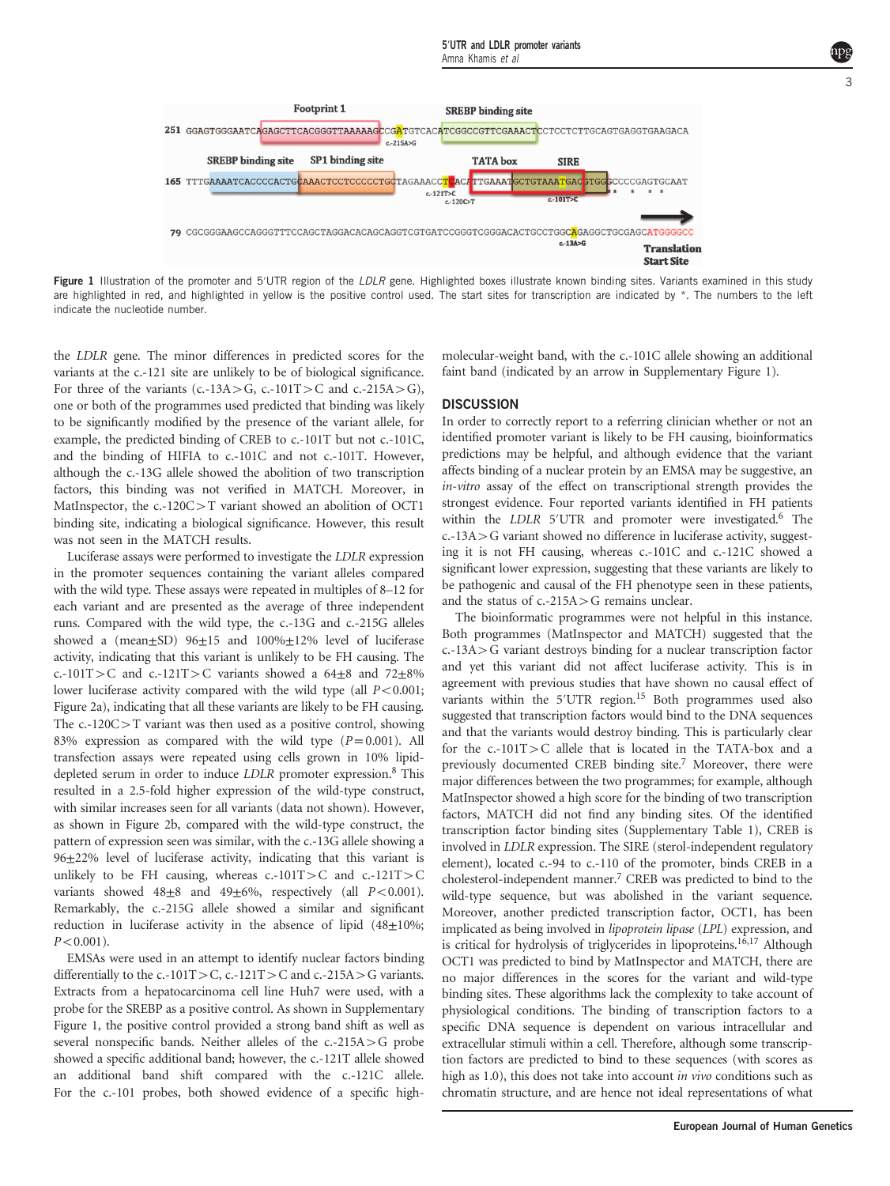Footprint 1 SREBP binding site

251 GGAGTGGGAATCAGAGCTTCACGGGTTAAAAAGCCGATGTCACATCGGCCGGTTCGAAACTCCTCCTCTTGCAGTGAGGTGAAGACA

c.-215A>G

SREBP binding site SP1 binding site TATA box SIRE

165 TTTGAAAATCACCCCACTGCAAACTCCTCCCCCTGCTAGAAACCTCACATTGAAATGCTGTAAATGACGTGGGCCCCGAGTGCAAT

c.-121T>C c.-120C>T c.-101T>C

79 CGCGGGAAGCCAGGGTTTCCAGCTAGGACACAGCAGGTCGTGATCCGGGTCGGGACACTGCCTGGCAGAGGCTGCGAGCATGGGGCC

c.-13A>G Translation Start Site

**Figure 1** Illustration of the promoter and 5′UTR region of the *LDLR* gene. Highlighted boxes illustrate known binding sites. Variants examined in this study are highlighted in red, and highlighted in yellow is the positive control used. The start sites for transcription are indicated by *. The numbers to the left indicate the nucleotide number.

the *LDLR* gene. The minor differences in predicted scores for the variants at the c.-121 site are unlikely to be of biological significance. For three of the variants (c.-13A>G, c.-101T>C and c.-215A>G), one or both of the programmes used predicted that binding was likely to be significantly modified by the presence of the variant allele, for example, the predicted binding of CREB to c.-101T but not c.-101C, and the binding of HIFIA to c.-101C and not c.-101T. However, although the c.-13G allele showed the abolition of two transcription factors, this binding was not verified in MATCH. Moreover, in MatInspector, the c.-120C>T variant showed an abolition of OCT1 binding site, indicating a biological significance. However, this result was not seen in the MATCH results.

Luciferase assays were performed to investigate the *LDLR* expression in the promoter sequences containing the variant alleles compared with the wild type. These assays were repeated in multiples of 8–12 for each variant and are presented as the average of three independent runs. Compared with the wild type, the c.-13G and c.-215G alleles showed a (mean±SD) 96±15 and 100%±12% level of luciferase activity, indicating that this variant is unlikely to be FH causing. The c.-101T>C and c.-121T>C variants showed a 64±8 and 72±8% lower luciferase activity compared with the wild type (all $P<0.001$; Figure 2a), indicating that all these variants are likely to be FH causing. The c.-120C>T variant was then used as a positive control, showing 83% expression as compared with the wild type ($P=0.001$). All transfection assays were repeated using cells grown in 10% lipid-depleted serum in order to induce *LDLR* promoter expression.[8] This resulted in a 2.5-fold higher expression of the wild-type construct, with similar increases seen for all variants (data not shown). However, as shown in Figure 2b, compared with the wild-type construct, the pattern of expression seen was similar, with the c.-13G allele showing a 96±22% level of luciferase activity, indicating that this variant is unlikely to be FH causing, whereas c.-101T>C and c.-121T>C variants showed 48±8 and 49±6%, respectively (all $P<0.001$). Remarkably, the c.-215G allele showed a similar and significant reduction in luciferase activity in the absence of lipid (48±10%; $P<0.001$).

EMSAs were used in an attempt to identify nuclear factors binding differentially to the c.-101T>C, c.-121T>C and c.-215A>G variants. Extracts from a hepatocarcinoma cell line Huh7 were used, with a probe for the SREBP as a positive control. As shown in Supplementary Figure 1, the positive control provided a strong band shift as well as several nonspecific bands. Neither alleles of the c.-215A>G probe showed a specific additional band; however, the c.-121T allele showed an additional band shift compared with the c.-121C allele. For the c.-101 probes, both showed evidence of a specific high-molecular-weight band, with the c.-101C allele showing an additional faint band (indicated by an arrow in Supplementary Figure 1).

## DISCUSSION

In order to correctly report to a referring clinician whether or not an identified promoter variant is likely to be FH causing, bioinformatics predictions may be helpful, and although evidence that the variant affects binding of a nuclear protein by an EMSA may be suggestive, an *in-vitro* assay of the effect on transcriptional strength provides the strongest evidence. Four reported variants identified in FH patients within the *LDLR* 5′UTR and promoter were investigated.[6] The c.-13A>G variant showed no difference in luciferase activity, suggesting it is not FH causing, whereas c.-101C and c.-121C showed a significant lower expression, suggesting that these variants are likely to be pathogenic and causal of the FH phenotype seen in these patients, and the status of c.-215A>G remains unclear.

The bioinformatic programmes were not helpful in this instance. Both programmes (MatInspector and MATCH) suggested that the c.-13A>G variant destroys binding for a nuclear transcription factor and yet this variant did not affect luciferase activity. This is in agreement with previous studies that have shown no causal effect of variants within the 5′UTR region.[15] Both programmes used also suggested that transcription factors would bind to the DNA sequences and that the variants would destroy binding. This is particularly clear for the c.-101T>C allele that is located in the TATA-box and a previously documented CREB binding site.[7] Moreover, there were major differences between the two programmes; for example, although MatInspector showed a high score for the binding of two transcription factors, MATCH did not find any binding sites. Of the identified transcription factor binding sites (Supplementary Table 1), CREB is involved in *LDLR* expression. The SIRE (sterol-independent regulatory element), located c.-94 to c.-110 of the promoter, binds CREB in a cholesterol-independent manner.[7] CREB was predicted to bind to the wild-type sequence, but was abolished in the variant sequence. Moreover, another predicted transcription factor, OCT1, has been implicated as being involved in *lipoprotein lipase* (*LPL*) expression, and is critical for hydrolysis of triglycerides in lipoproteins.[16,17] Although OCT1 was predicted to bind by MatInspector and MATCH, there are no major differences in the scores for the variant and wild-type binding sites. These algorithms lack the complexity to take account of physiological conditions. The binding of transcription factors to a specific DNA sequence is dependent on various intracellular and extracellular stimuli within a cell. Therefore, although some transcription factors are predicted to bind to these sequences (with scores as high as 1.0), this does not take into account *in vivo* conditions such as chromatin structure, and are hence not ideal representations of what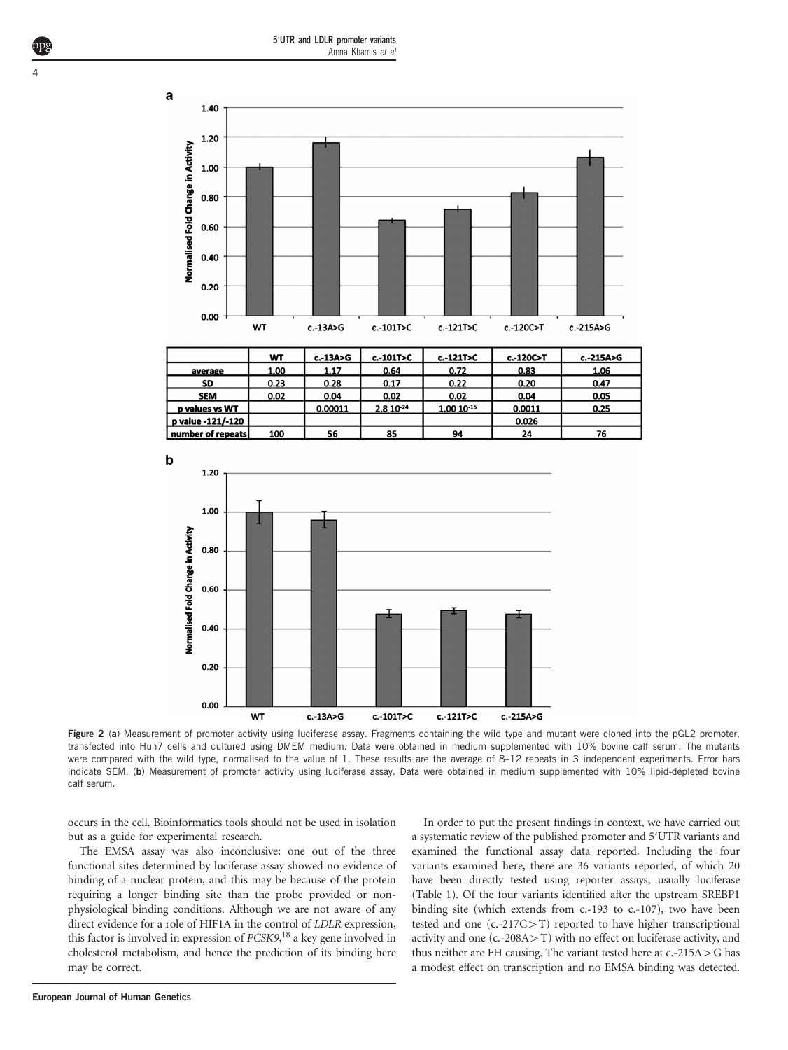**a**

|  | WT | c.-13A>G | c.-101T>C | c.-121T>C | c.-120C>T | c.-215A>G |
|---|---|---|---|---|---|---|
| average | 1.00 | 1.17 | 0.64 | 0.72 | 0.83 | 1.06 |
| SD | 0.23 | 0.28 | 0.17 | 0.22 | 0.20 | 0.47 |
| SEM | 0.02 | 0.04 | 0.02 | 0.02 | 0.04 | 0.05 |
| p values vs WT |  | 0.00011 | $2.8\ 10^{-24}$ | $1.00\ 10^{-15}$ | 0.0011 | 0.25 |
| p value -121/-120 |  |  |  |  | 0.026 |  |
| number of repeats | 100 | 56 | 85 | 94 | 24 | 76 |

**b**

**Figure 2** (**a**) Measurement of promoter activity using luciferase assay. Fragments containing the wild type and mutant were cloned into the pGL2 promoter, transfected into Huh7 cells and cultured using DMEM medium. Data were obtained in medium supplemented with 10% bovine calf serum. The mutants were compared with the wild type, normalised to the value of 1. These results are the average of 8–12 repeats in 3 independent experiments. Error bars indicate SEM. (**b**) Measurement of promoter activity using luciferase assay. Data were obtained in medium supplemented with 10% lipid-depleted bovine calf serum.

occurs in the cell. Bioinformatics tools should not be used in isolation but as a guide for experimental research.

The EMSA assay was also inconclusive: one out of the three functional sites determined by luciferase assay showed no evidence of binding of a nuclear protein, and this may be because of the protein requiring a longer binding site than the probe provided or non-physiological binding conditions. Although we are not aware of any direct evidence for a role of HIF1A in the control of *LDLR* expression, this factor is involved in expression of *PCSK9*,[18] a key gene involved in cholesterol metabolism, and hence the prediction of its binding here may be correct.

In order to put the present findings in context, we have carried out a systematic review of the published promoter and 5′UTR variants and examined the functional assay data reported. Including the four variants examined here, there are 36 variants reported, of which 20 have been directly tested using reporter assays, usually luciferase (Table 1). Of the four variants identified after the upstream SREBP1 binding site (which extends from c.-193 to c.-107), two have been tested and one (c.-217C>T) reported to have higher transcriptional activity and one (c.-208A>T) with no effect on luciferase activity, and thus neither are FH causing. The variant tested here at c.-215A>G has a modest effect on transcription and no EMSA binding was detected.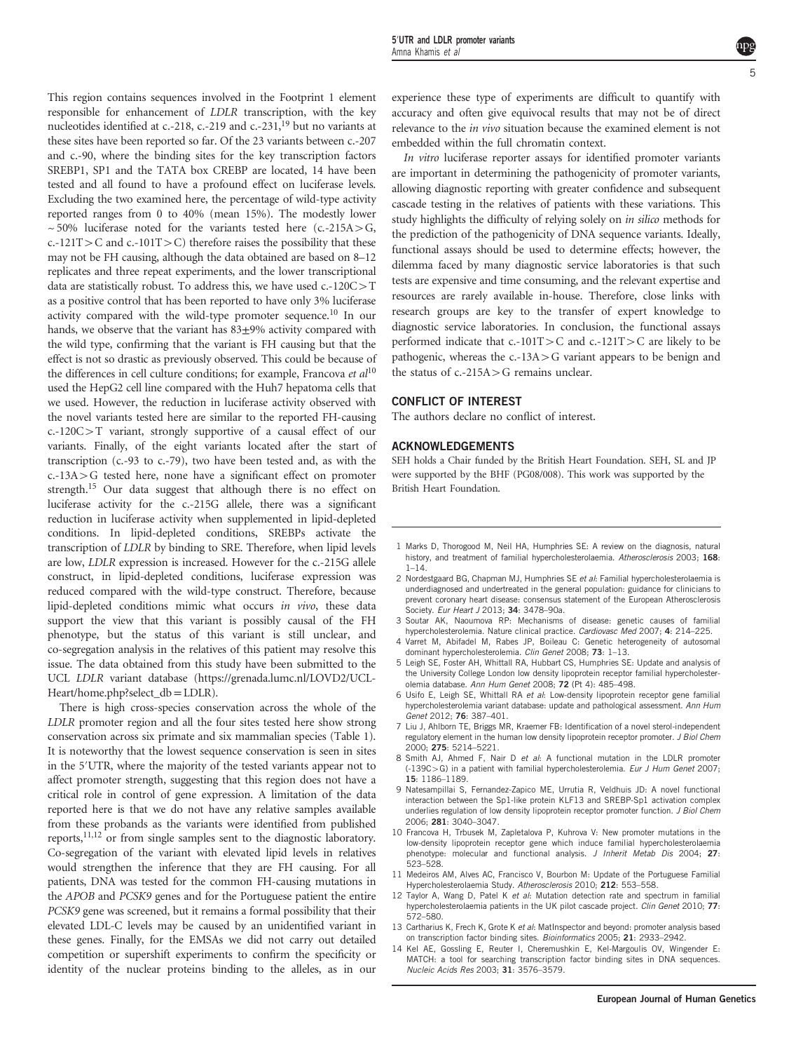This region contains sequences involved in the Footprint 1 element responsible for enhancement of *LDLR* transcription, with the key nucleotides identified at c.-218, c.-219 and c.-231,[19] but no variants at these sites have been reported so far. Of the 23 variants between c.-207 and c.-90, where the binding sites for the key transcription factors SREBP1, SP1 and the TATA box CREBP are located, 14 have been tested and all found to have a profound effect on luciferase levels. Excluding the two examined here, the percentage of wild-type activity reported ranges from 0 to 40% (mean 15%). The modestly lower ~50% luciferase noted for the variants tested here (c.-215A>G, c.-121T>C and c.-101T>C) therefore raises the possibility that these may not be FH causing, although the data obtained are based on 8–12 replicates and three repeat experiments, and the lower transcriptional data are statistically robust. To address this, we have used c.-120C>T as a positive control that has been reported to have only 3% luciferase activity compared with the wild-type promoter sequence.[10] In our hands, we observe that the variant has 83±9% activity compared with the wild type, confirming that the variant is FH causing but that the effect is not so drastic as previously observed. This could be because of the differences in cell culture conditions; for example, Francova *et al*[10] used the HepG2 cell line compared with the Huh7 hepatoma cells that we used. However, the reduction in luciferase activity observed with the novel variants tested here are similar to the reported FH-causing c.-120C>T variant, strongly supportive of a causal effect of our variants. Finally, of the eight variants located after the start of transcription (c.-93 to c.-79), two have been tested and, as with the c.-13A>G tested here, none have a significant effect on promoter strength.[15] Our data suggest that although there is no effect on luciferase activity for the c.-215G allele, there was a significant reduction in luciferase activity when supplemented in lipid-depleted conditions. In lipid-depleted conditions, SREBPs activate the transcription of *LDLR* by binding to SRE. Therefore, when lipid levels are low, *LDLR* expression is increased. However for the c.-215G allele construct, in lipid-depleted conditions, luciferase expression was reduced compared with the wild-type construct. Therefore, because lipid-depleted conditions mimic what occurs *in vivo*, these data support the view that this variant is possibly causal of the FH phenotype, but the status of this variant is still unclear, and co-segregation analysis in the relatives of this patient may resolve this issue. The data obtained from this study have been submitted to the UCL *LDLR* variant database (https://grenada.lumc.nl/LOVD2/UCL-Heart/home.php?select_db=LDLR).

There is high cross-species conservation across the whole of the *LDLR* promoter region and all the four sites tested here show strong conservation across six primate and six mammalian species (Table 1). It is noteworthy that the lowest sequence conservation is seen in sites in the 5′UTR, where the majority of the tested variants appear not to affect promoter strength, suggesting that this region does not have a critical role in control of gene expression. A limitation of the data reported here is that we do not have any relative samples available from these probands as the variants were identified from published reports,[11,12] or from single samples sent to the diagnostic laboratory. Co-segregation of the variant with elevated lipid levels in relatives would strengthen the inference that they are FH causing. For all patients, DNA was tested for the common FH-causing mutations in the *APOB* and *PCSK9* genes and for the Portuguese patient the entire *PCSK9* gene was screened, but it remains a formal possibility that their elevated LDL-C levels may be caused by an unidentified variant in these genes. Finally, for the EMSAs we did not carry out detailed competition or supershift experiments to confirm the specificity or identity of the nuclear proteins binding to the alleles, as in our experience these type of experiments are difficult to quantify with accuracy and often give equivocal results that may not be of direct relevance to the *in vivo* situation because the examined element is not embedded within the full chromatin context.

*In vitro* luciferase reporter assays for identified promoter variants are important in determining the pathogenicity of promoter variants, allowing diagnostic reporting with greater confidence and subsequent cascade testing in the relatives of patients with these variations. This study highlights the difficulty of relying solely on *in silico* methods for the prediction of the pathogenicity of DNA sequence variants. Ideally, functional assays should be used to determine effects; however, the dilemma faced by many diagnostic service laboratories is that such tests are expensive and time consuming, and the relevant expertise and resources are rarely available in-house. Therefore, close links with research groups are key to the transfer of expert knowledge to diagnostic service laboratories. In conclusion, the functional assays performed indicate that c.-101T>C and c.-121T>C are likely to be pathogenic, whereas the c.-13A>G variant appears to be benign and the status of c.-215A>G remains unclear.

## CONFLICT OF INTEREST

The authors declare no conflict of interest.

## ACKNOWLEDGEMENTS

SEH holds a Chair funded by the British Heart Foundation. SEH, SL and JP were supported by the BHF (PG08/008). This work was supported by the British Heart Foundation.

1 Marks D, Thorogood M, Neil HA, Humphries SE: A review on the diagnosis, natural history, and treatment of familial hypercholesterolaemia. *Atherosclerosis* 2003; **168**: 1–14.
2 Nordestgaard BG, Chapman MJ, Humphries SE *et al*: Familial hypercholesterolaemia is underdiagnosed and undertreated in the general population: guidance for clinicians to prevent coronary heart disease: consensus statement of the European Atherosclerosis Society. *Eur Heart J* 2013; **34**: 3478–90a.
3 Soutar AK, Naoumova RP: Mechanisms of disease: genetic causes of familial hypercholesterolemia. Nature clinical practice. *Cardiovasc Med* 2007; **4**: 214–225.
4 Varret M, Abifadel M, Rabes JP, Boileau C: Genetic heterogeneity of autosomal dominant hypercholesterolemia. *Clin Genet* 2008; **73**: 1–13.
5 Leigh SE, Foster AH, Whittall RA, Hubbart CS, Humphries SE: Update and analysis of the University College London low density lipoprotein receptor familial hypercholesterolemia database. *Ann Hum Genet* 2008; **72** (Pt 4): 485–498.
6 Usifo E, Leigh SE, Whittall RA *et al*: Low-density lipoprotein receptor gene familial hypercholesterolemia variant database: update and pathological assessment. *Ann Hum Genet* 2012; **76**: 387–401.
7 Liu J, Ahlborn TE, Briggs MR, Kraemer FB: Identification of a novel sterol-independent regulatory element in the human low density lipoprotein receptor promoter. *J Biol Chem* 2000; **275**: 5214–5221.
8 Smith AJ, Ahmed F, Nair D *et al*: A functional mutation in the LDLR promoter (-139C>G) in a patient with familial hypercholesterolemia. *Eur J Hum Genet* 2007; **15**: 1186–1189.
9 Natesampillai S, Fernandez-Zapico ME, Urrutia R, Veldhuis JD: A novel functional interaction between the Sp1-like protein KLF13 and SREBP-Sp1 activation complex underlies regulation of low density lipoprotein receptor promoter function. *J Biol Chem* 2006; **281**: 3040–3047.
10 Francova H, Trbusek M, Zapletalova P, Kuhrova V: New promoter mutations in the low-density lipoprotein receptor gene which induce familial hypercholesterolaemia phenotype: molecular and functional analysis. *J Inherit Metab Dis* 2004; **27**: 523–528.
11 Medeiros AM, Alves AC, Francisco V, Bourbon M: Update of the Portuguese Familial Hypercholesterolaemia Study. *Atherosclerosis* 2010; **212**: 553–558.
12 Taylor A, Wang D, Patel K *et al*: Mutation detection rate and spectrum in familial hypercholesterolaemia patients in the UK pilot cascade project. *Clin Genet* 2010; **77**: 572–580.
13 Cartharius K, Frech K, Grote K *et al*: MatInspector and beyond: promoter analysis based on transcription factor binding sites. *Bioinformatics* 2005; **21**: 2933–2942.
14 Kel AE, Gossling E, Reuter I, Cheremushkin E, Kel-Margoulis OV, Wingender E: MATCH: a tool for searching transcription factor binding sites in DNA sequences. *Nucleic Acids Res* 2003; **31**: 3576–3579.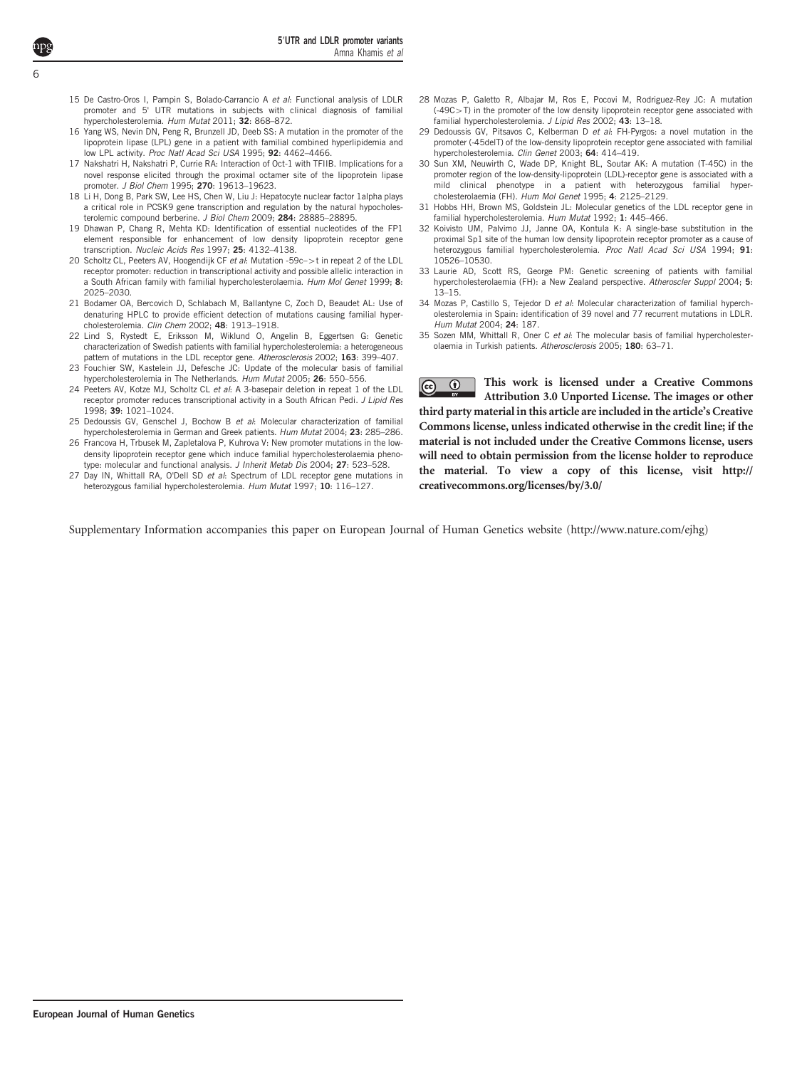15 De Castro-Oros I, Pampin S, Bolado-Carrancio A *et al*: Functional analysis of LDLR promoter and 5′ UTR mutations in subjects with clinical diagnosis of familial hypercholesterolemia. *Hum Mutat* 2011; **32**: 868–872.

16 Yang WS, Nevin DN, Peng R, Brunzell JD, Deeb SS: A mutation in the promoter of the lipoprotein lipase (LPL) gene in a patient with familial combined hyperlipidemia and low LPL activity. *Proc Natl Acad Sci USA* 1995; **92**: 4462–4466.

17 Nakshatri H, Nakshatri P, Currie RA: Interaction of Oct-1 with TFIIB. Implications for a novel response elicited through the proximal octamer site of the lipoprotein lipase promoter. *J Biol Chem* 1995; **270**: 19613–19623.

18 Li H, Dong B, Park SW, Lee HS, Chen W, Liu J: Hepatocyte nuclear factor 1alpha plays a critical role in PCSK9 gene transcription and regulation by the natural hypocholesterolemic compound berberine. *J Biol Chem* 2009; **284**: 28885–28895.

19 Dhawan P, Chang R, Mehta KD: Identification of essential nucleotides of the FP1 element responsible for enhancement of low density lipoprotein receptor gene transcription. *Nucleic Acids Res* 1997; **25**: 4132–4138.

20 Scholtz CL, Peeters AV, Hoogendijk CF *et al*: Mutation -59c–>t in repeat 2 of the LDL receptor promoter: reduction in transcriptional activity and possible allelic interaction in a South African family with familial hypercholesterolaemia. *Hum Mol Genet* 1999; **8**: 2025–2030.

21 Bodamer OA, Bercovich D, Schlabach M, Ballantyne C, Zoch D, Beaudet AL: Use of denaturing HPLC to provide efficient detection of mutations causing familial hypercholesterolemia. *Clin Chem* 2002; **48**: 1913–1918.

22 Lind S, Rystedt E, Eriksson M, Wiklund O, Angelin B, Eggertsen G: Genetic characterization of Swedish patients with familial hypercholesterolemia: a heterogeneous pattern of mutations in the LDL receptor gene. *Atherosclerosis* 2002; **163**: 399–407.

23 Fouchier SW, Kastelein JJ, Defesche JC: Update of the molecular basis of familial hypercholesterolemia in The Netherlands. *Hum Mutat* 2005; **26**: 550–556.

24 Peeters AV, Kotze MJ, Scholtz CL *et al*: A 3-basepair deletion in repeat 1 of the LDL receptor promoter reduces transcriptional activity in a South African Pedi. *J Lipid Res* 1998; **39**: 1021–1024.

25 Dedoussis GV, Genschel J, Bochow B *et al*: Molecular characterization of familial hypercholesterolemia in German and Greek patients. *Hum Mutat* 2004; **23**: 285–286.

26 Francova H, Trbusek M, Zapletalova P, Kuhrova V: New promoter mutations in the low-density lipoprotein receptor gene which induce familial hypercholesterolaemia phenotype: molecular and functional analysis. *J Inherit Metab Dis* 2004; **27**: 523–528.

27 Day IN, Whittall RA, O'Dell SD *et al*: Spectrum of LDL receptor gene mutations in heterozygous familial hypercholesterolemia. *Hum Mutat* 1997; **10**: 116–127.

28 Mozas P, Galetto R, Albajar M, Ros E, Pocovi M, Rodriguez-Rey JC: A mutation (-49C>T) in the promoter of the low density lipoprotein receptor gene associated with familial hypercholesterolemia. *J Lipid Res* 2002; **43**: 13–18.

29 Dedoussis GV, Pitsavos C, Kelberman D *et al*: FH-Pyrgos: a novel mutation in the promoter (-45delT) of the low-density lipoprotein receptor gene associated with familial hypercholesterolemia. *Clin Genet* 2003; **64**: 414–419.

30 Sun XM, Neuwirth C, Wade DP, Knight BL, Soutar AK: A mutation (T-45C) in the promoter region of the low-density-lipoprotein (LDL)-receptor gene is associated with a mild clinical phenotype in a patient with heterozygous familial hypercholesterolaemia (FH). *Hum Mol Genet* 1995; **4**: 2125–2129.

31 Hobbs HH, Brown MS, Goldstein JL: Molecular genetics of the LDL receptor gene in familial hypercholesterolemia. *Hum Mutat* 1992; **1**: 445–466.

32 Koivisto UM, Palvimo JJ, Janne OA, Kontula K: A single-base substitution in the proximal Sp1 site of the human low density lipoprotein receptor promoter as a cause of heterozygous familial hypercholesterolemia. *Proc Natl Acad Sci USA* 1994; **91**: 10526–10530.

33 Laurie AD, Scott RS, George PM: Genetic screening of patients with familial hypercholesterolaemia (FH): a New Zealand perspective. *Atheroscler Suppl* 2004; **5**: 13–15.

34 Mozas P, Castillo S, Tejedor D *et al*: Molecular characterization of familial hypercholesterolemia in Spain: identification of 39 novel and 77 recurrent mutations in LDLR. *Hum Mutat* 2004; **24**: 187.

35 Sozen MM, Whittall R, Oner C *et al*: The molecular basis of familial hypercholesterolaemia in Turkish patients. *Atherosclerosis* 2005; **180**: 63–71.

**This work is licensed under a Creative Commons Attribution 3.0 Unported License. The images or other third party material in this article are included in the article's Creative Commons license, unless indicated otherwise in the credit line; if the material is not included under the Creative Commons license, users will need to obtain permission from the license holder to reproduce the material. To view a copy of this license, visit http://creativecommons.org/licenses/by/3.0/**

Supplementary Information accompanies this paper on European Journal of Human Genetics website (http://www.nature.com/ejhg)